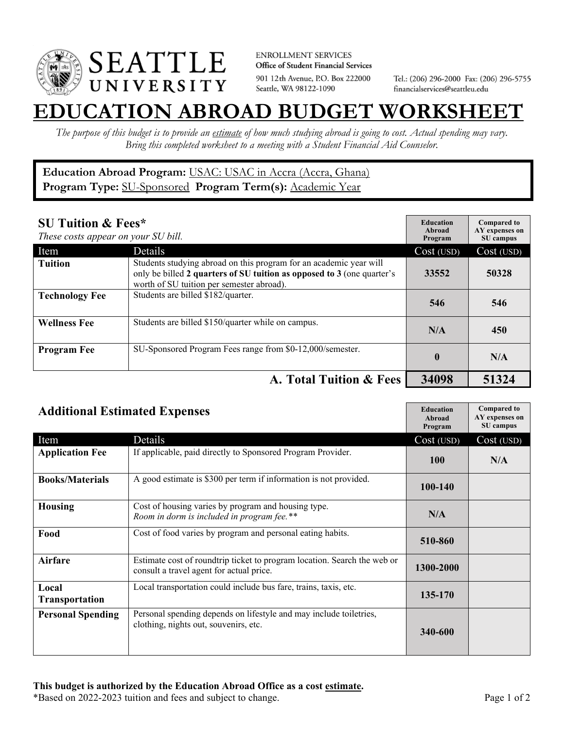SEATTLE UNIVERSITY

ENROLLMENT SERVICES
Office of Student Financial Services
901 12th Avenue, P.O. Box 222000
Seattle, WA 98122-1090

Tel.: (206) 296-2000 Fax: (206) 296-5755
financialservices@seattleu.edu

# EDUCATION ABROAD BUDGET WORKSHEET

*The purpose of this budget is to provide an estimate of how much studying abroad is going to cost. Actual spending may vary. Bring this completed worksheet to a meeting with a Student Financial Aid Counselor.*

**Education Abroad Program:** USAC: USAC in Accra (Accra, Ghana)
**Program Type:** SU-Sponsored **Program Term(s):** Academic Year

## SU Tuition & Fees*

*These costs appear on your SU bill.*

| Item | Details | Education Abroad Program Cost (USD) | Compared to AY expenses on SU campus Cost (USD) |
|---|---|---|---|
| **Tuition** | Students studying abroad on this program for an academic year will only be billed **2 quarters of SU tuition as opposed to 3** (one quarter's worth of SU tuition per semester abroad). | **33552** | **50328** |
| **Technology Fee** | Students are billed $182/quarter. | **546** | **546** |
| **Wellness Fee** | Students are billed $150/quarter while on campus. | **N/A** | **450** |
| **Program Fee** | SU-Sponsored Program Fees range from $0-12,000/semester. | **0** | **N/A** |
| | **A. Total Tuition & Fees** | **34098** | **51324** |

## Additional Estimated Expenses

| Item | Details | Education Abroad Program Cost (USD) | Compared to AY expenses on SU campus Cost (USD) |
|---|---|---|---|
| **Application Fee** | If applicable, paid directly to Sponsored Program Provider. | **100** | **N/A** |
| **Books/Materials** | A good estimate is $300 per term if information is not provided. | **100-140** | |
| **Housing** | Cost of housing varies by program and housing type. *Room in dorm is included in program fee.*** | **N/A** | |
| **Food** | Cost of food varies by program and personal eating habits. | **510-860** | |
| **Airfare** | Estimate cost of roundtrip ticket to program location. Search the web or consult a travel agent for actual price. | **1300-2000** | |
| **Local Transportation** | Local transportation could include bus fare, trains, taxis, etc. | **135-170** | |
| **Personal Spending** | Personal spending depends on lifestyle and may include toiletries, clothing, nights out, souvenirs, etc. | **340-600** | |

**This budget is authorized by the Education Abroad Office as a cost estimate.**
*Based on 2022-2023 tuition and fees and subject to change.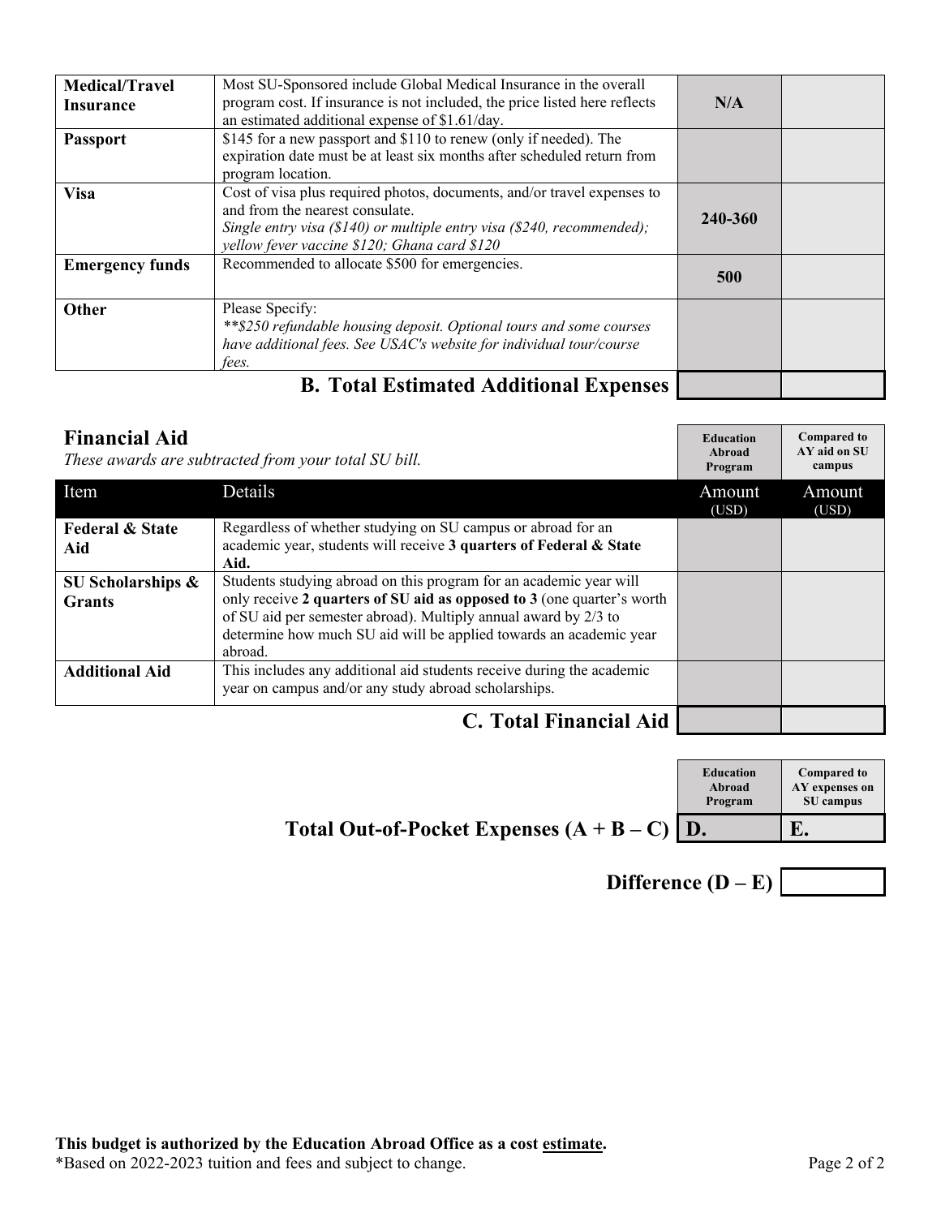| | | | |
|---|---|---|---|
| **Medical/Travel Insurance** | Most SU-Sponsored include Global Medical Insurance in the overall program cost. If insurance is not included, the price listed here reflects an estimated additional expense of $1.61/day. | **N/A** | |
| **Passport** | $145 for a new passport and $110 to renew (only if needed). The expiration date must be at least six months after scheduled return from program location. | | |
| **Visa** | Cost of visa plus required photos, documents, and/or travel expenses to and from the nearest consulate. *Single entry visa ($140) or multiple entry visa ($240, recommended); yellow fever vaccine $120; Ghana card $120* | **240-360** | |
| **Emergency funds** | Recommended to allocate $500 for emergencies. | **500** | |
| **Other** | Please Specify: *\*\*$250 refundable housing deposit. Optional tours and some courses have additional fees. See USAC's website for individual tour/course fees.* | | |
| | **B. Total Estimated Additional Expenses** | | |

## Financial Aid

*These awards are subtracted from your total SU bill.*

| | | **Education Abroad Program** | **Compared to AY aid on SU campus** |
|---|---|---|---|
| Item | Details | Amount (USD) | Amount (USD) |
| **Federal & State Aid** | Regardless of whether studying on SU campus or abroad for an academic year, students will receive **3 quarters of Federal & State Aid.** | | |
| **SU Scholarships & Grants** | Students studying abroad on this program for an academic year will only receive **2 quarters of SU aid as opposed to 3** (one quarter's worth of SU aid per semester abroad). Multiply annual award by 2/3 to determine how much SU aid will be applied towards an academic year abroad. | | |
| **Additional Aid** | This includes any additional aid students receive during the academic year on campus and/or any study abroad scholarships. | | |
| | **C. Total Financial Aid** | | |

| | **Education Abroad Program** | **Compared to AY expenses on SU campus** |
|---|---|---|
| **Total Out-of-Pocket Expenses (A + B – C)** | **D.** | **E.** |

**Difference (D – E)**

**This budget is authorized by the Education Abroad Office as a cost estimate.**

*Based on 2022-2023 tuition and fees and subject to change.